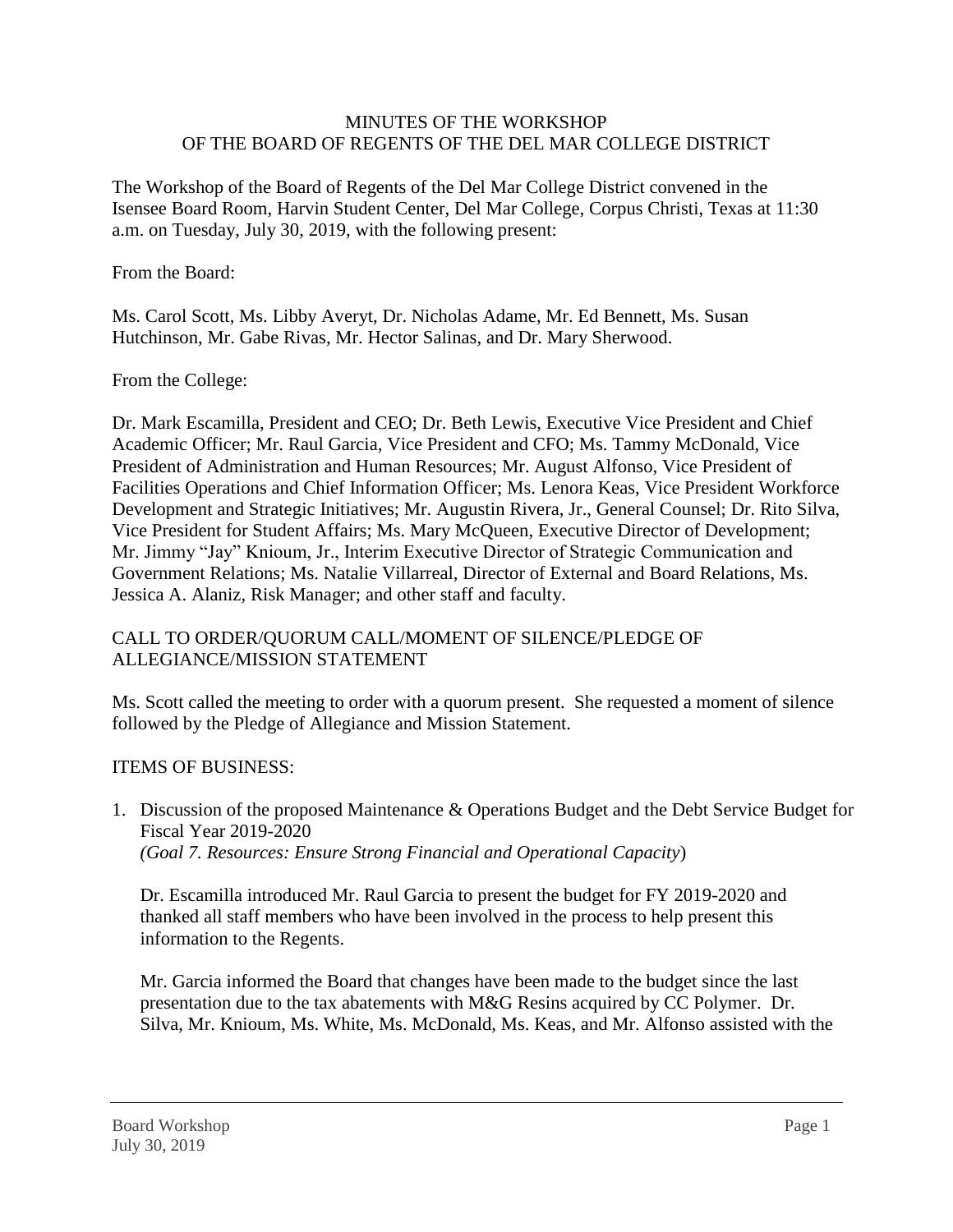# MINUTES OF THE WORKSHOP
# OF THE BOARD OF REGENTS OF THE DEL MAR COLLEGE DISTRICT

The Workshop of the Board of Regents of the Del Mar College District convened in the Isensee Board Room, Harvin Student Center, Del Mar College, Corpus Christi, Texas at 11:30 a.m. on Tuesday, July 30, 2019, with the following present:

From the Board:

Ms. Carol Scott, Ms. Libby Averyt, Dr. Nicholas Adame, Mr. Ed Bennett, Ms. Susan Hutchinson, Mr. Gabe Rivas, Mr. Hector Salinas, and Dr. Mary Sherwood.

From the College:

Dr. Mark Escamilla, President and CEO; Dr. Beth Lewis, Executive Vice President and Chief Academic Officer; Mr. Raul Garcia, Vice President and CFO; Ms. Tammy McDonald, Vice President of Administration and Human Resources; Mr. August Alfonso, Vice President of Facilities Operations and Chief Information Officer; Ms. Lenora Keas, Vice President Workforce Development and Strategic Initiatives; Mr. Augustin Rivera, Jr., General Counsel; Dr. Rito Silva, Vice President for Student Affairs; Ms. Mary McQueen, Executive Director of Development; Mr. Jimmy "Jay" Knioum, Jr., Interim Executive Director of Strategic Communication and Government Relations; Ms. Natalie Villarreal, Director of External and Board Relations, Ms. Jessica A. Alaniz, Risk Manager; and other staff and faculty.

## CALL TO ORDER/QUORUM CALL/MOMENT OF SILENCE/PLEDGE OF ALLEGIANCE/MISSION STATEMENT

Ms. Scott called the meeting to order with a quorum present. She requested a moment of silence followed by the Pledge of Allegiance and Mission Statement.

## ITEMS OF BUSINESS:

1. Discussion of the proposed Maintenance & Operations Budget and the Debt Service Budget for Fiscal Year 2019-2020
   *(Goal 7. Resources: Ensure Strong Financial and Operational Capacity*)

   Dr. Escamilla introduced Mr. Raul Garcia to present the budget for FY 2019-2020 and thanked all staff members who have been involved in the process to help present this information to the Regents.

   Mr. Garcia informed the Board that changes have been made to the budget since the last presentation due to the tax abatements with M&G Resins acquired by CC Polymer. Dr. Silva, Mr. Knioum, Ms. White, Ms. McDonald, Ms. Keas, and Mr. Alfonso assisted with the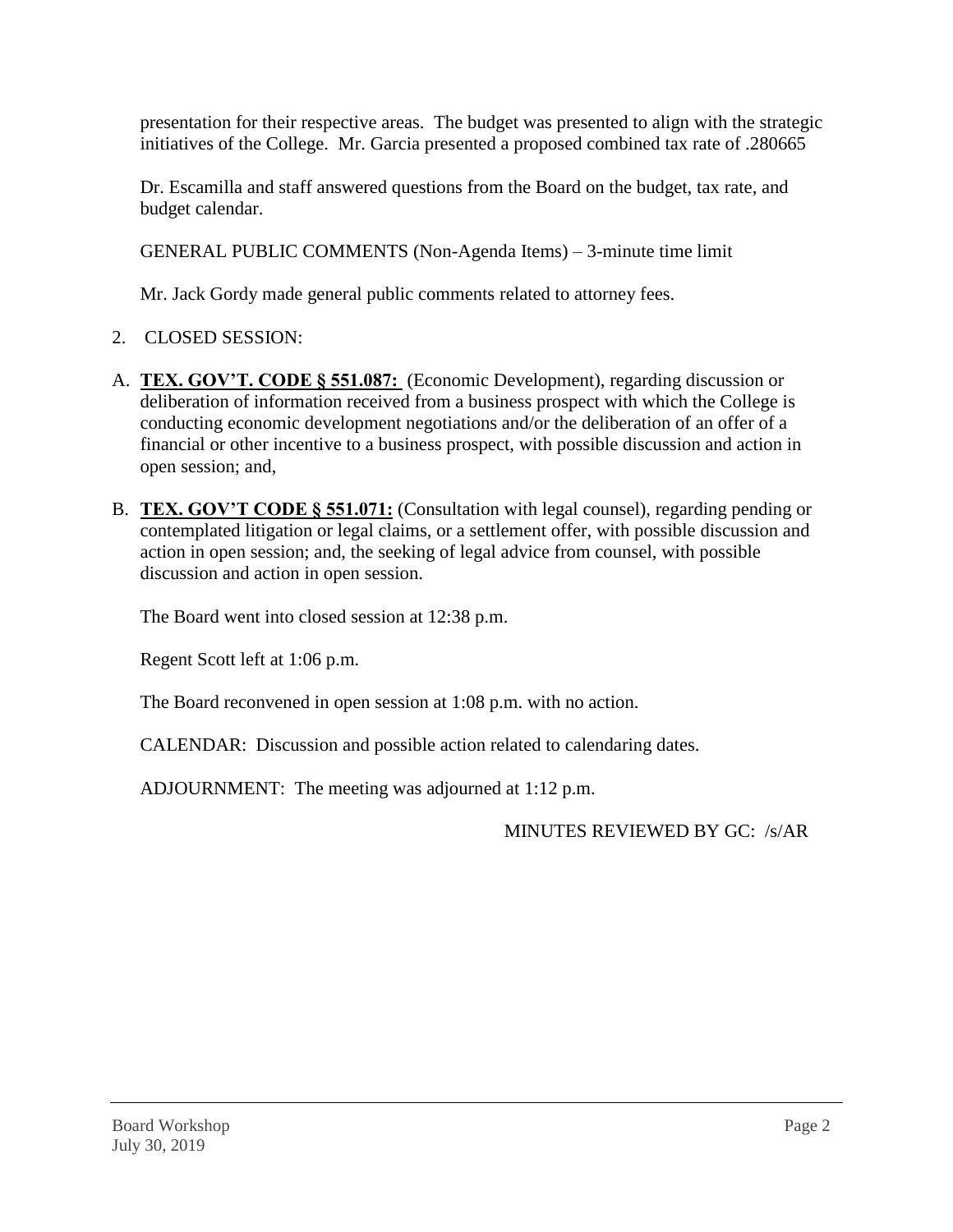presentation for their respective areas. The budget was presented to align with the strategic initiatives of the College. Mr. Garcia presented a proposed combined tax rate of .280665

Dr. Escamilla and staff answered questions from the Board on the budget, tax rate, and budget calendar.

GENERAL PUBLIC COMMENTS (Non-Agenda Items) – 3-minute time limit

Mr. Jack Gordy made general public comments related to attorney fees.

2. CLOSED SESSION:

A. **TEX. GOV'T. CODE § 551.087:** (Economic Development), regarding discussion or deliberation of information received from a business prospect with which the College is conducting economic development negotiations and/or the deliberation of an offer of a financial or other incentive to a business prospect, with possible discussion and action in open session; and,

B. **TEX. GOV'T CODE § 551.071:** (Consultation with legal counsel), regarding pending or contemplated litigation or legal claims, or a settlement offer, with possible discussion and action in open session; and, the seeking of legal advice from counsel, with possible discussion and action in open session.

The Board went into closed session at 12:38 p.m.

Regent Scott left at 1:06 p.m.

The Board reconvened in open session at 1:08 p.m. with no action.

CALENDAR: Discussion and possible action related to calendaring dates.

ADJOURNMENT: The meeting was adjourned at 1:12 p.m.

MINUTES REVIEWED BY GC: /s/AR